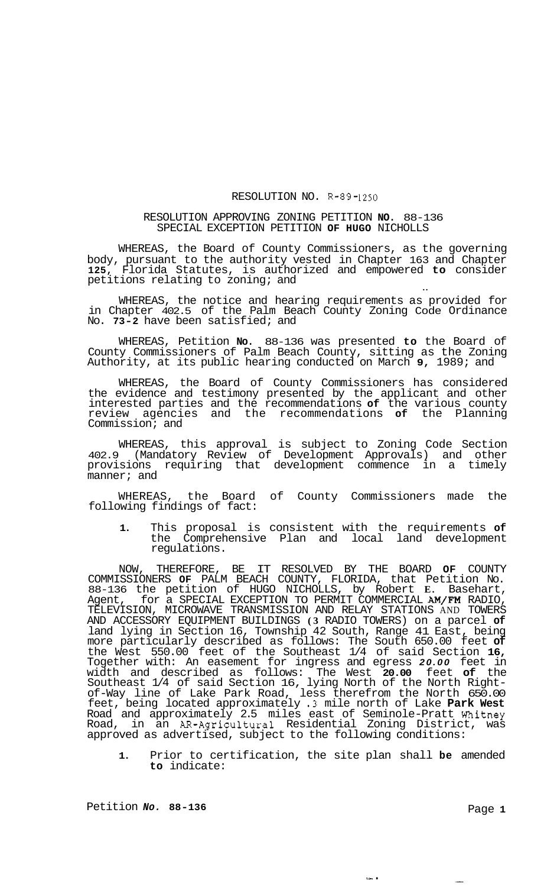RESOLUTION NO. R-89-1250

RESOLUTION APPROVING ZONING PETITION NO. 88-136
SPECIAL EXCEPTION PETITION OF HUGO NICHOLLS

WHEREAS, the Board of County Commissioners, as the governing body, pursuant to the authority vested in Chapter 163 and Chapter 125, Florida Statutes, is authorized and empowered to consider petitions relating to zoning; and

WHEREAS, the notice and hearing requirements as provided for in Chapter 402.5 of the Palm Beach County Zoning Code Ordinance No. 73-2 have been satisfied; and

WHEREAS, Petition No. 88-136 was presented to the Board of County Commissioners of Palm Beach County, sitting as the Zoning Authority, at its public hearing conducted on March 9, 1989; and

WHEREAS, the Board of County Commissioners has considered the evidence and testimony presented by the applicant and other interested parties and the recommendations of the various county review agencies and the recommendations of the Planning Commission; and

WHEREAS, this approval is subject to Zoning Code Section 402.9 (Mandatory Review of Development Approvals) and other provisions requiring that development commence in a timely manner; and

WHEREAS, the Board of County Commissioners made the following findings of fact:

1. This proposal is consistent with the requirements of the Comprehensive Plan and local land development regulations.

NOW, THEREFORE, BE IT RESOLVED BY THE BOARD OF COUNTY COMMISSIONERS OF PALM BEACH COUNTY, FLORIDA, that Petition No. 88-136 the petition of HUGO NICHOLLS, by Robert E. Basehart, Agent, for a SPECIAL EXCEPTION TO PERMIT COMMERCIAL AM/FM RADIO, TELEVISION, MICROWAVE TRANSMISSION AND RELAY STATIONS AND TOWERS AND ACCESSORY EQUIPMENT BUILDINGS (3 RADIO TOWERS) on a parcel of land lying in Section 16, Township 42 South, Range 41 East, being more particularly described as follows: The South 650.00 feet of the West 550.00 feet of the Southeast 1/4 of said Section 16, Together with: An easement for ingress and egress 20.00 feet in width and described as follows: The West 20.00 feet of the Southeast 1/4 of said Section 16, lying North of the North Right-of-Way line of Lake Park Road, less therefrom the North 650.00 feet, being located approximately .3 mile north of Lake Park West Road and approximately 2.5 miles east of Seminole-Pratt Whitney Road, in an AR-Agricultural Residential Zoning District, was approved as advertised, subject to the following conditions:

1. Prior to certification, the site plan shall be amended to indicate:

Petition No. 88-136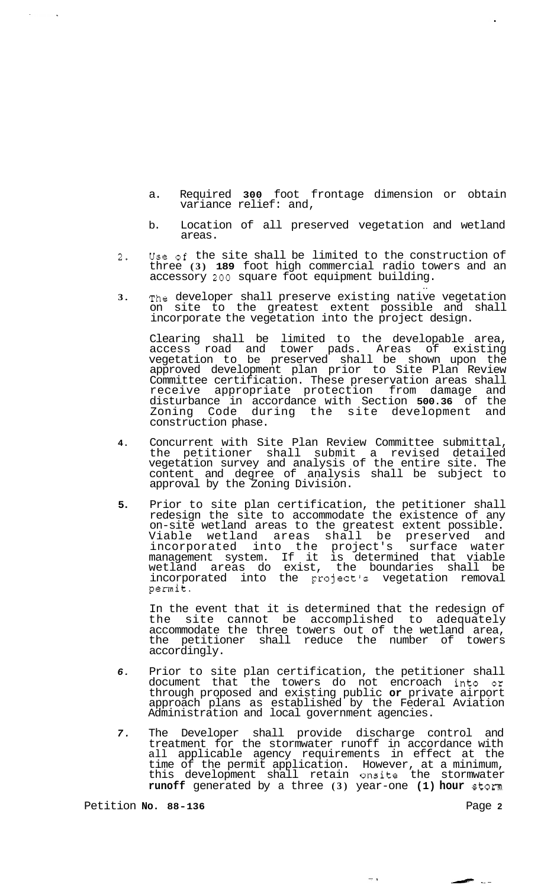a. Required **300** foot frontage dimension or obtain variance relief: and,

b. Location of all preserved vegetation and wetland areas.

2. Use of the site shall be limited to the construction of three **(3) 189** foot high commercial radio towers and an accessory 200 square foot equipment building.

3. The developer shall preserve existing native vegetation on site to the greatest extent possible and shall incorporate the vegetation into the project design.

   Clearing shall be limited to the developable area, access road and tower pads. Areas of existing vegetation to be preserved shall be shown upon the approved development plan prior to Site Plan Review Committee certification. These preservation areas shall receive appropriate protection from damage and disturbance in accordance with Section **500.36** of the Zoning Code during the site development and construction phase.

4. Concurrent with Site Plan Review Committee submittal, the petitioner shall submit a revised detailed vegetation survey and analysis of the entire site. The content and degree of analysis shall be subject to approval by the Zoning Division.

5. Prior to site plan certification, the petitioner shall redesign the site to accommodate the existence of any on-site wetland areas to the greatest extent possible. Viable wetland areas shall be preserved and incorporated into the project's surface water management system. If it is determined that viable wetland areas do exist, the boundaries shall be incorporated into the project's vegetation removal permit.

   In the event that it is determined that the redesign of the site cannot be accomplished to adequately accommodate the three towers out of the wetland area, the petitioner shall reduce the number of towers accordingly.

6. Prior to site plan certification, the petitioner shall document that the towers do not encroach into or through proposed and existing public **or** private airport approach plans as established by the Federal Aviation Administration and local government agencies.

7. The Developer shall provide discharge control and treatment for the stormwater runoff in accordance with all applicable agency requirements in effect at the time of the permit application. However, at a minimum, this development shall retain onsite the stormwater **runoff** generated by a three **(3)** year-one **(1) hour** storm

Petition **No. 88-136**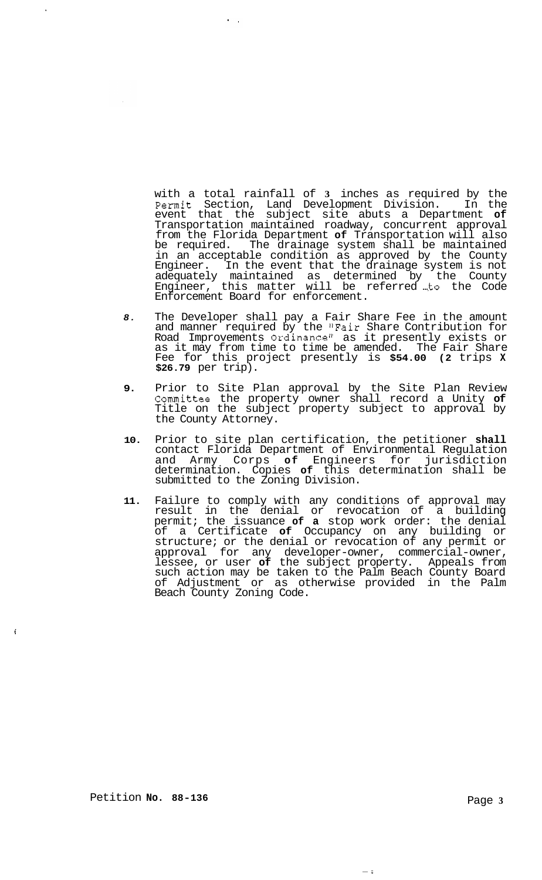with a total rainfall of 3 inches as required by the Permit Section, Land Development Division. In the event that the subject site abuts a Department of Transportation maintained roadway, concurrent approval from the Florida Department of Transportation will also be required. The drainage system shall be maintained in an acceptable condition as approved by the County Engineer. In the event that the drainage system is not adequately maintained as determined by the County Engineer, this matter will be referred to the Code Enforcement Board for enforcement.

8. The Developer shall pay a Fair Share Fee in the amount and manner required by the "Fair Share Contribution for Road Improvements Ordinance" as it presently exists or as it may from time to time be amended. The Fair Share Fee for this project presently is **$54.00 (2** trips **X $26.79** per trip).

9. Prior to Site Plan approval by the Site Plan Review Committee the property owner shall record a Unity **of** Title on the subject property subject to approval by the County Attorney.

10. Prior to site plan certification, the petitioner **shall** contact Florida Department of Environmental Regulation and Army Corps **of** Engineers for jurisdiction determination. Copies **of** this determination shall be submitted to the Zoning Division.

11. Failure to comply with any conditions of approval may result in the denial or revocation of a building permit; the issuance **of a** stop work order: the denial of a Certificate **of** Occupancy on any building or structure; or the denial or revocation of any permit or approval for any developer-owner, commercial-owner, lessee, or user **of** the subject property. Appeals from such action may be taken to the Palm Beach County Board of Adjustment or as otherwise provided in the Palm Beach County Zoning Code.

Petition **No. 88-136**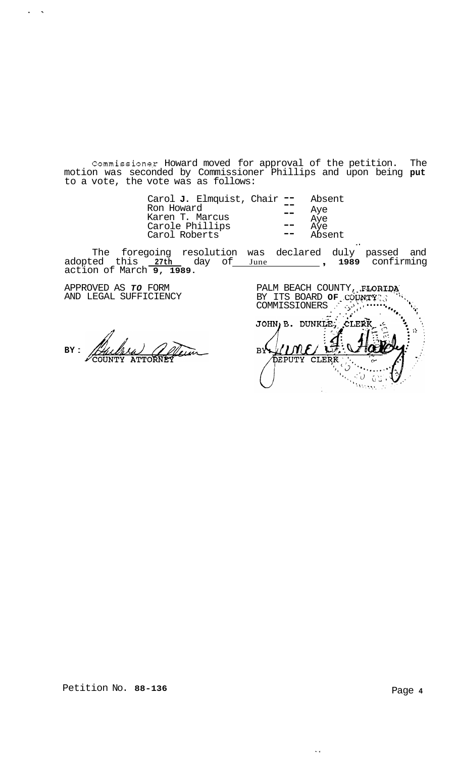Commissioner Howard moved for approval of the petition. The motion was seconded by Commissioner Phillips and upon being **put** to a vote, the vote was as follows:

| | | |
|---|---|---|
| Carol **J.** Elmquist, Chair | -- | Absent |
| Ron Howard | -- | Aye |
| Karen T. Marcus | -- | Aye |
| Carole Phillips | -- | Aye |
| Carol Roberts | -- | Absent |

The foregoing resolution was declared duly passed and adopted this **27th** day of June **, 1989** confirming action of March **9, 1989**.

APPROVED AS ***TO*** FORM
AND LEGAL SUFFICIENCY

**BY:** ______________________
COUNTY ATTORNEY

PALM BEACH COUNTY, FLORIDA
BY ITS BOARD **OF** COUNTY
COMMISSIONERS

JOHN B. DUNKLE, CLERK

BY: ______________________
DEPUTY CLERK

Petition No. **88-136**